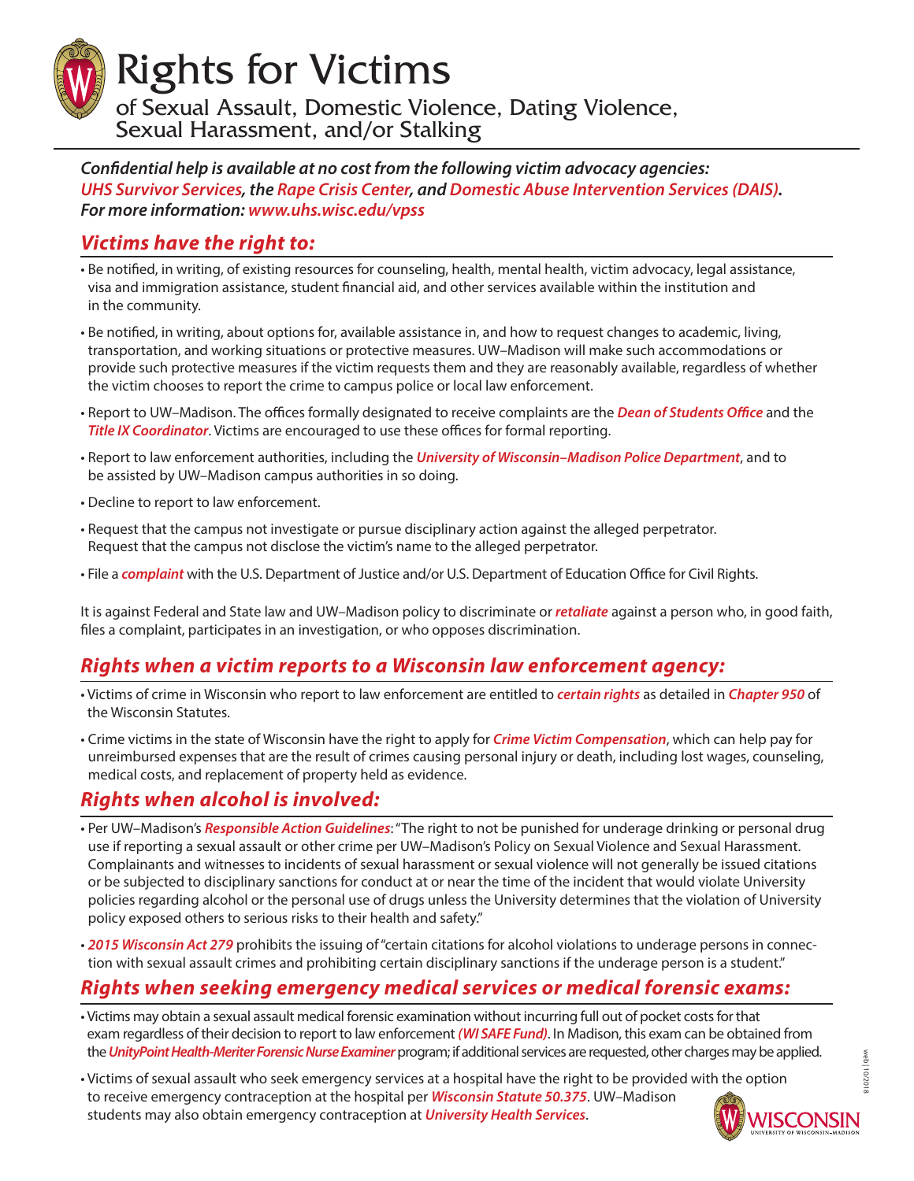# Rights for Victims

## of Sexual Assault, Domestic Violence, Dating Violence, Sexual Harassment, and/or Stalking

***Confidential help is available at no cost from the following victim advocacy agencies: UHS Survivor Services, the Rape Crisis Center, and Domestic Abuse Intervention Services (DAIS). For more information: www.uhs.wisc.edu/vpss***

## *Victims have the right to:*

- Be notified, in writing, of existing resources for counseling, health, mental health, victim advocacy, legal assistance, visa and immigration assistance, student financial aid, and other services available within the institution and in the community.
- Be notified, in writing, about options for, available assistance in, and how to request changes to academic, living, transportation, and working situations or protective measures. UW–Madison will make such accommodations or provide such protective measures if the victim requests them and they are reasonably available, regardless of whether the victim chooses to report the crime to campus police or local law enforcement.
- Report to UW–Madison. The offices formally designated to receive complaints are the ***Dean of Students Office*** and the ***Title IX Coordinator***. Victims are encouraged to use these offices for formal reporting.
- Report to law enforcement authorities, including the ***University of Wisconsin–Madison Police Department***, and to be assisted by UW–Madison campus authorities in so doing.
- Decline to report to law enforcement.
- Request that the campus not investigate or pursue disciplinary action against the alleged perpetrator. Request that the campus not disclose the victim's name to the alleged perpetrator.
- File a ***complaint*** with the U.S. Department of Justice and/or U.S. Department of Education Office for Civil Rights.

It is against Federal and State law and UW–Madison policy to discriminate or ***retaliate*** against a person who, in good faith, files a complaint, participates in an investigation, or who opposes discrimination.

## *Rights when a victim reports to a Wisconsin law enforcement agency:*

- Victims of crime in Wisconsin who report to law enforcement are entitled to ***certain rights*** as detailed in ***Chapter 950*** of the Wisconsin Statutes.
- Crime victims in the state of Wisconsin have the right to apply for ***Crime Victim Compensation***, which can help pay for unreimbursed expenses that are the result of crimes causing personal injury or death, including lost wages, counseling, medical costs, and replacement of property held as evidence.

## *Rights when alcohol is involved:*

- Per UW–Madison's ***Responsible Action Guidelines***: "The right to not be punished for underage drinking or personal drug use if reporting a sexual assault or other crime per UW–Madison's Policy on Sexual Violence and Sexual Harassment. Complainants and witnesses to incidents of sexual harassment or sexual violence will not generally be issued citations or be subjected to disciplinary sanctions for conduct at or near the time of the incident that would violate University policies regarding alcohol or the personal use of drugs unless the University determines that the violation of University policy exposed others to serious risks to their health and safety."
- ***2015 Wisconsin Act 279*** prohibits the issuing of "certain citations for alcohol violations to underage persons in connection with sexual assault crimes and prohibiting certain disciplinary sanctions if the underage person is a student."

## *Rights when seeking emergency medical services or medical forensic exams:*

- Victims may obtain a sexual assault medical forensic examination without incurring full out of pocket costs for that exam regardless of their decision to report to law enforcement ***(WI SAFE Fund)***. In Madison, this exam can be obtained from the ***UnityPoint Health-Meriter Forensic Nurse Examiner*** program; if additional services are requested, other charges may be applied.
- Victims of sexual assault who seek emergency services at a hospital have the right to be provided with the option to receive emergency contraception at the hospital per ***Wisconsin Statute 50.375***. UW–Madison students may also obtain emergency contraception at ***University Health Services***.

web | 10/2018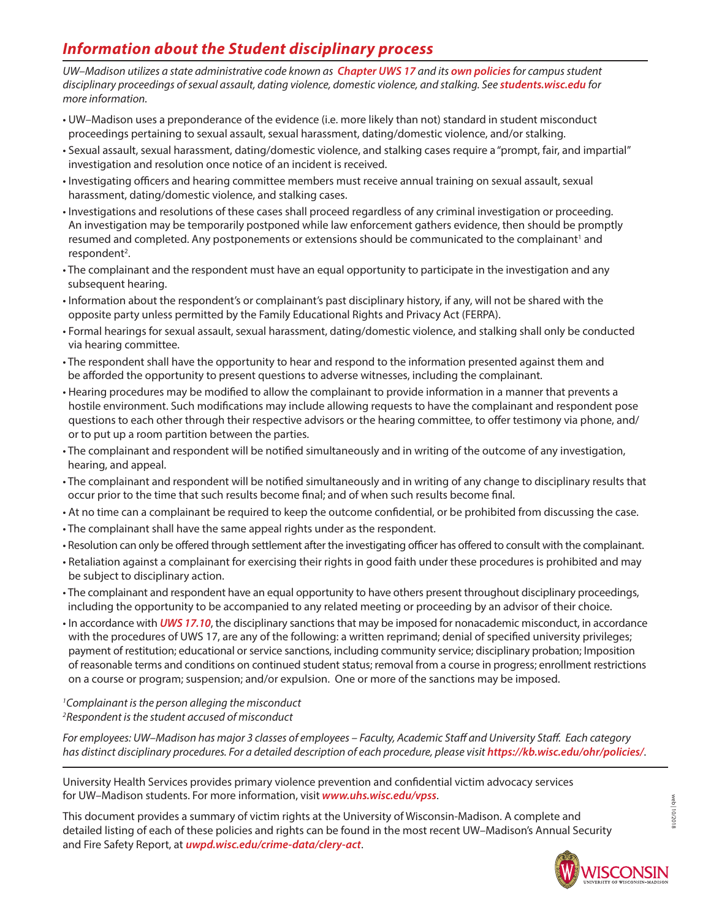## *Information about the Student disciplinary process*

*UW–Madison utilizes a state administrative code known as* ***Chapter UWS 17*** *and its* ***own policies*** *for campus student disciplinary proceedings of sexual assault, dating violence, domestic violence, and stalking. See* ***students.wisc.edu*** *for more information.*

- UW–Madison uses a preponderance of the evidence (i.e. more likely than not) standard in student misconduct proceedings pertaining to sexual assault, sexual harassment, dating/domestic violence, and/or stalking.
- Sexual assault, sexual harassment, dating/domestic violence, and stalking cases require a "prompt, fair, and impartial" investigation and resolution once notice of an incident is received.
- Investigating officers and hearing committee members must receive annual training on sexual assault, sexual harassment, dating/domestic violence, and stalking cases.
- Investigations and resolutions of these cases shall proceed regardless of any criminal investigation or proceeding. An investigation may be temporarily postponed while law enforcement gathers evidence, then should be promptly resumed and completed. Any postponements or extensions should be communicated to the complainant[1] and respondent[2].
- The complainant and the respondent must have an equal opportunity to participate in the investigation and any subsequent hearing.
- Information about the respondent's or complainant's past disciplinary history, if any, will not be shared with the opposite party unless permitted by the Family Educational Rights and Privacy Act (FERPA).
- Formal hearings for sexual assault, sexual harassment, dating/domestic violence, and stalking shall only be conducted via hearing committee.
- The respondent shall have the opportunity to hear and respond to the information presented against them and be afforded the opportunity to present questions to adverse witnesses, including the complainant.
- Hearing procedures may be modified to allow the complainant to provide information in a manner that prevents a hostile environment. Such modifications may include allowing requests to have the complainant and respondent pose questions to each other through their respective advisors or the hearing committee, to offer testimony via phone, and/or to put up a room partition between the parties.
- The complainant and respondent will be notified simultaneously and in writing of the outcome of any investigation, hearing, and appeal.
- The complainant and respondent will be notified simultaneously and in writing of any change to disciplinary results that occur prior to the time that such results become final; and of when such results become final.
- At no time can a complainant be required to keep the outcome confidential, or be prohibited from discussing the case.
- The complainant shall have the same appeal rights under as the respondent.
- Resolution can only be offered through settlement after the investigating officer has offered to consult with the complainant.
- Retaliation against a complainant for exercising their rights in good faith under these procedures is prohibited and may be subject to disciplinary action.
- The complainant and respondent have an equal opportunity to have others present throughout disciplinary proceedings, including the opportunity to be accompanied to any related meeting or proceeding by an advisor of their choice.
- In accordance with ***UWS 17.10***, the disciplinary sanctions that may be imposed for nonacademic misconduct, in accordance with the procedures of UWS 17, are any of the following: a written reprimand; denial of specified university privileges; payment of restitution; educational or service sanctions, including community service; disciplinary probation; Imposition of reasonable terms and conditions on continued student status; removal from a course in progress; enrollment restrictions on a course or program; suspension; and/or expulsion. One or more of the sanctions may be imposed.

*[1] Complainant is the person alleging the misconduct*
*[2] Respondent is the student accused of misconduct*

*For employees: UW–Madison has major 3 classes of employees – Faculty, Academic Staff and University Staff. Each category has distinct disciplinary procedures. For a detailed description of each procedure, please visit* ***https://kb.wisc.edu/ohr/policies/***.

---

University Health Services provides primary violence prevention and confidential victim advocacy services for UW–Madison students. For more information, visit ***www.uhs.wisc.edu/vpss***.

This document provides a summary of victim rights at the University of Wisconsin-Madison. A complete and detailed listing of each of these policies and rights can be found in the most recent UW–Madison's Annual Security and Fire Safety Report, at ***uwpd.wisc.edu/crime-data/clery-act***.

web | 10/2018

WISCONSIN
UNIVERSITY OF WISCONSIN–MADISON